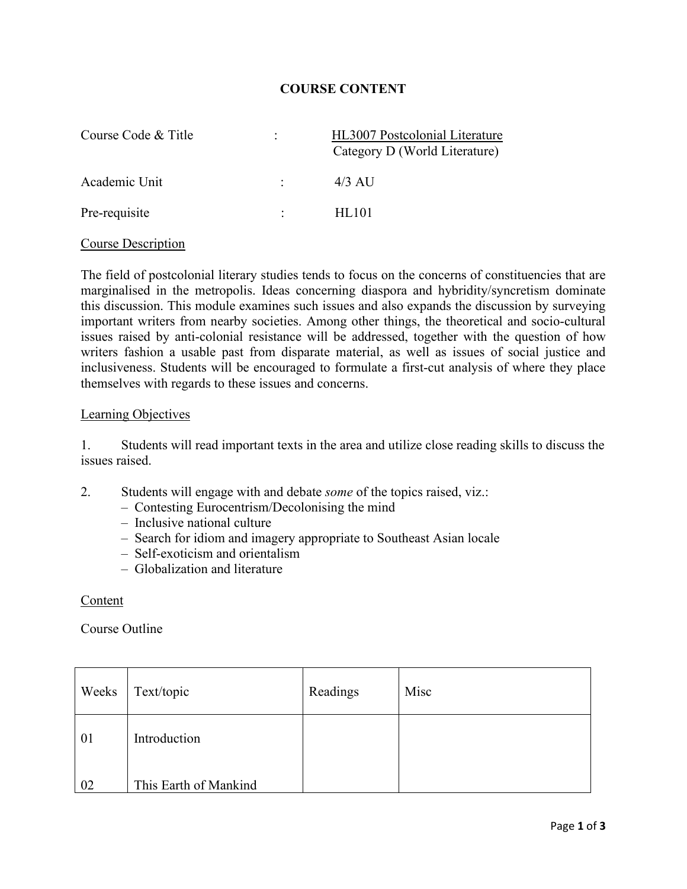# COURSE CONTENT

Course Code & Title : HL3007 Postcolonial Literature
Category D (World Literature)

Academic Unit : 4/3 AU

Pre-requisite : HL101

Course Description

The field of postcolonial literary studies tends to focus on the concerns of constituencies that are marginalised in the metropolis. Ideas concerning diaspora and hybridity/syncretism dominate this discussion. This module examines such issues and also expands the discussion by surveying important writers from nearby societies. Among other things, the theoretical and socio-cultural issues raised by anti-colonial resistance will be addressed, together with the question of how writers fashion a usable past from disparate material, as well as issues of social justice and inclusiveness. Students will be encouraged to formulate a first-cut analysis of where they place themselves with regards to these issues and concerns.

Learning Objectives

1. Students will read important texts in the area and utilize close reading skills to discuss the issues raised.

2. Students will engage with and debate *some* of the topics raised, viz.:
   - Contesting Eurocentrism/Decolonising the mind
   - Inclusive national culture
   - Search for idiom and imagery appropriate to Southeast Asian locale
   - Self-exoticism and orientalism
   - Globalization and literature

Content

Course Outline

| Weeks | Text/topic | Readings | Misc |
|---|---|---|---|
| 01 | Introduction | | |
| 02 | This Earth of Mankind | | |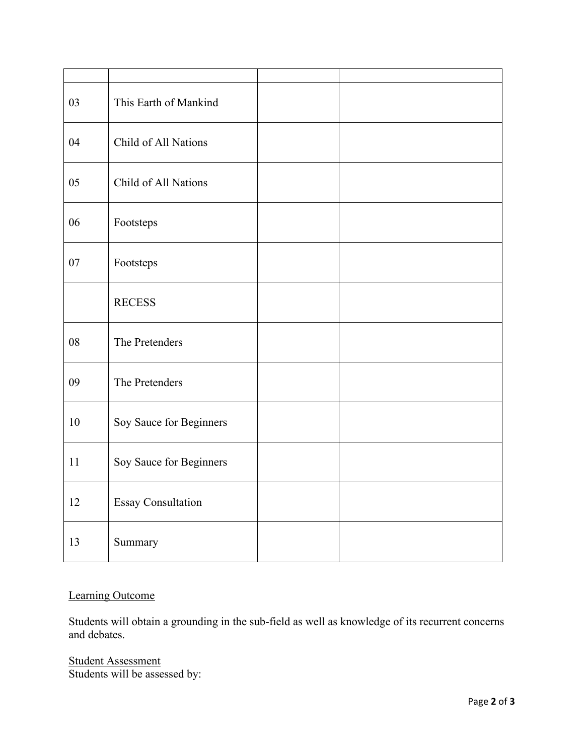| | | | |
|---|---|---|---|
| 03 | This Earth of Mankind | | |
| 04 | Child of All Nations | | |
| 05 | Child of All Nations | | |
| 06 | Footsteps | | |
| 07 | Footsteps | | |
| | RECESS | | |
| 08 | The Pretenders | | |
| 09 | The Pretenders | | |
| 10 | Soy Sauce for Beginners | | |
| 11 | Soy Sauce for Beginners | | |
| 12 | Essay Consultation | | |
| 13 | Summary | | |

<u>Learning Outcome</u>

Students will obtain a grounding in the sub-field as well as knowledge of its recurrent concerns and debates.

<u>Student Assessment</u>
Students will be assessed by: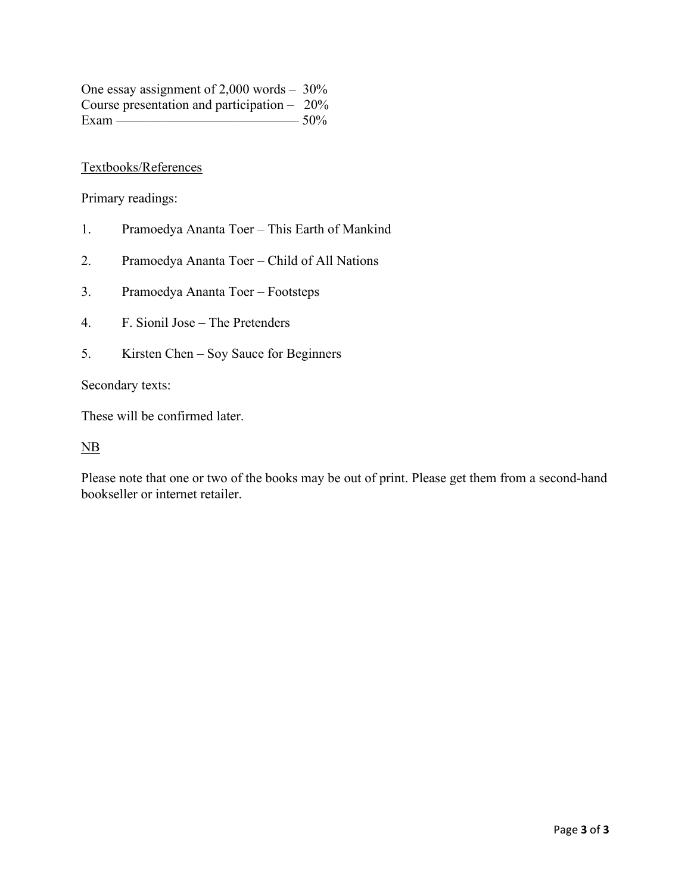One essay assignment of 2,000 words – 30%
Course presentation and participation – 20%
Exam ————————————— 50%

Textbooks/References

Primary readings:

1. Pramoedya Ananta Toer – This Earth of Mankind
2. Pramoedya Ananta Toer – Child of All Nations
3. Pramoedya Ananta Toer – Footsteps
4. F. Sionil Jose – The Pretenders
5. Kirsten Chen – Soy Sauce for Beginners

Secondary texts:

These will be confirmed later.

NB

Please note that one or two of the books may be out of print. Please get them from a second-hand bookseller or internet retailer.